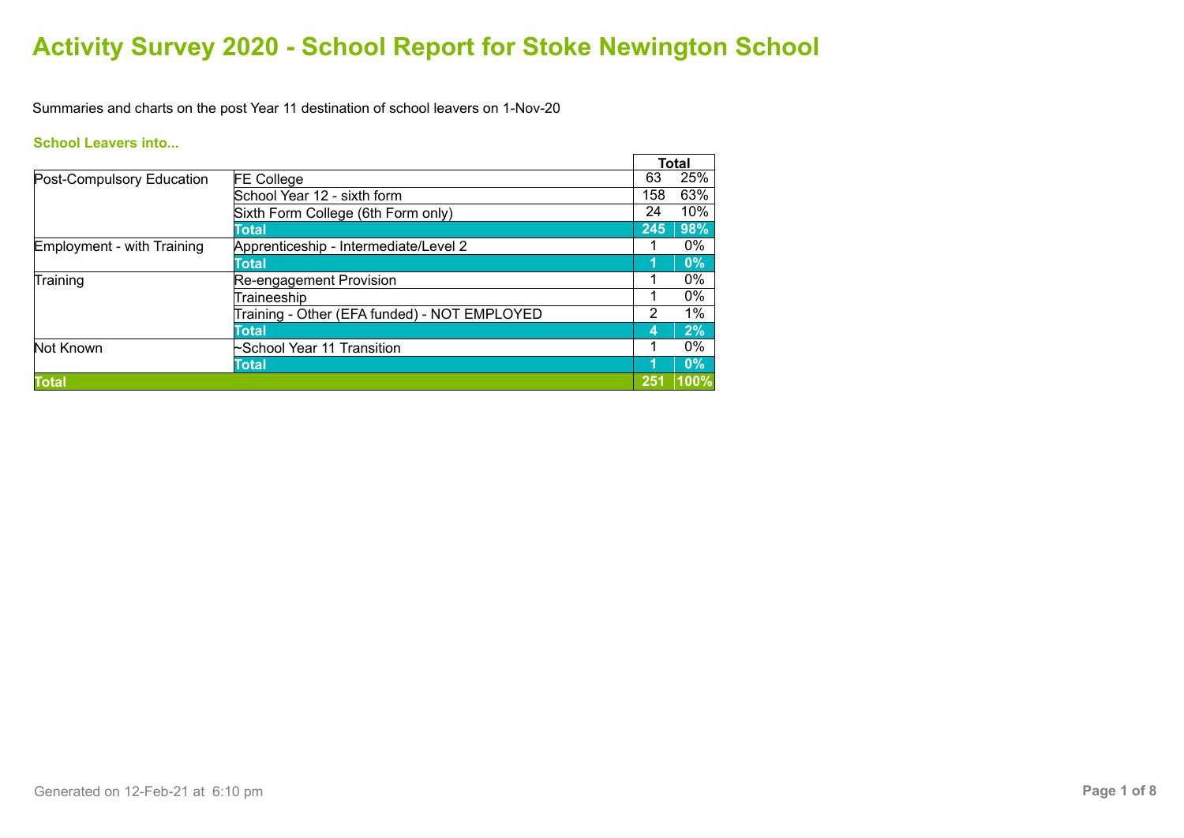# Activity Survey 2020 - School Report for Stoke Newington School

Summaries and charts on the post Year 11 destination of school leavers on 1-Nov-20

### School Leavers into...

| | | Total | |
|---|---|---|---|
| Post-Compulsory Education | FE College | 63 | 25% |
| | School Year 12 - sixth form | 158 | 63% |
| | Sixth Form College (6th Form only) | 24 | 10% |
| | **Total** | **245** | **98%** |
| Employment - with Training | Apprenticeship - Intermediate/Level 2 | 1 | 0% |
| | **Total** | **1** | **0%** |
| Training | Re-engagement Provision | 1 | 0% |
| | Traineeship | 1 | 0% |
| | Training - Other (EFA funded) - NOT EMPLOYED | 2 | 1% |
| | **Total** | **4** | **2%** |
| Not Known | ~School Year 11 Transition | 1 | 0% |
| | **Total** | **1** | **0%** |
| **Total** | | **251** | **100%** |

Generated on 12-Feb-21 at 6:10 pm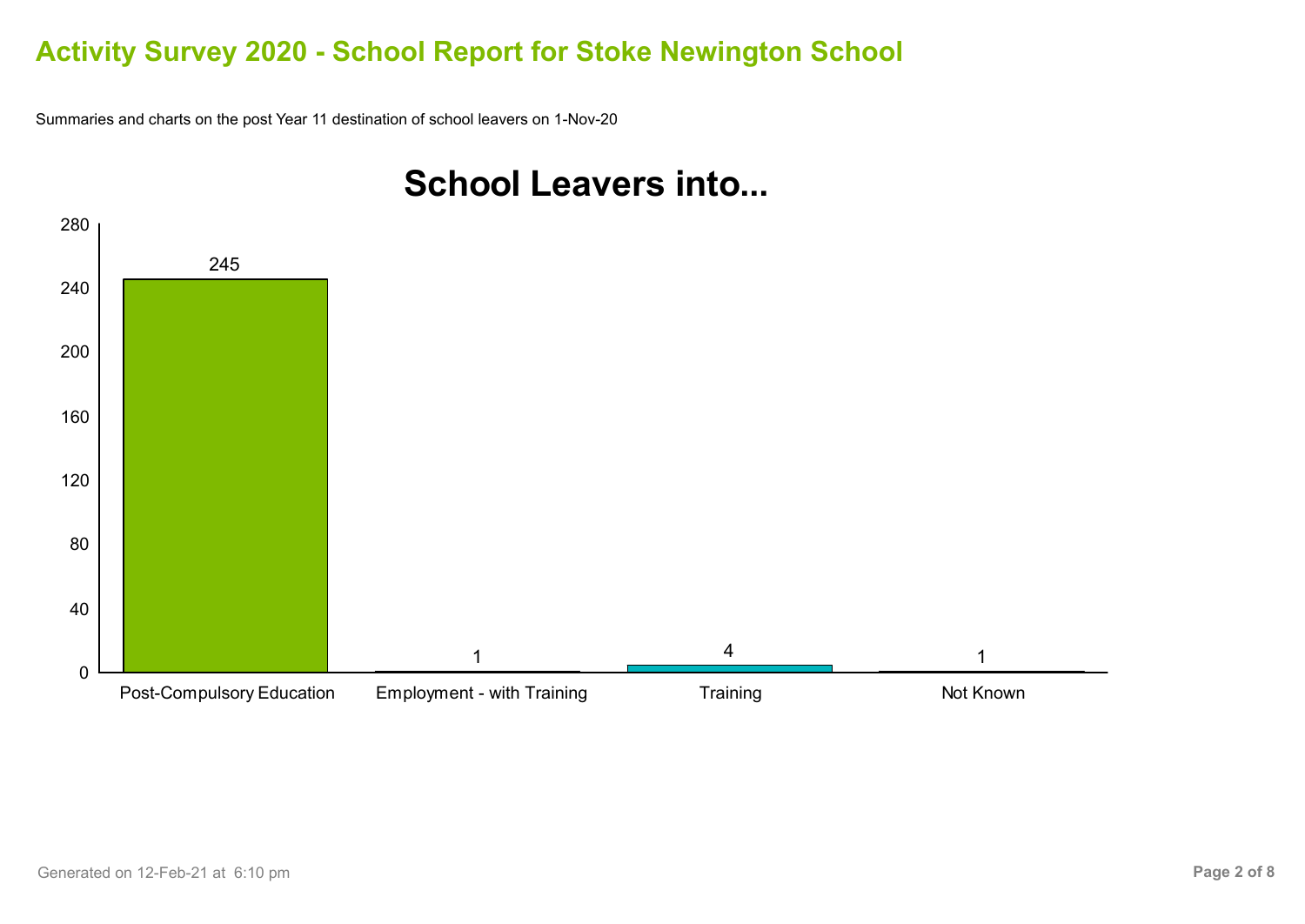# Activity Survey 2020 - School Report for Stoke Newington School

Summaries and charts on the post Year 11 destination of school leavers on 1-Nov-20

## School Leavers into...

| Destination | Count |
|---|---|
| Post-Compulsory Education | 245 |
| Employment - with Training | 1 |
| Training | 4 |
| Not Known | 1 |

Generated on 12-Feb-21 at 6:10 pm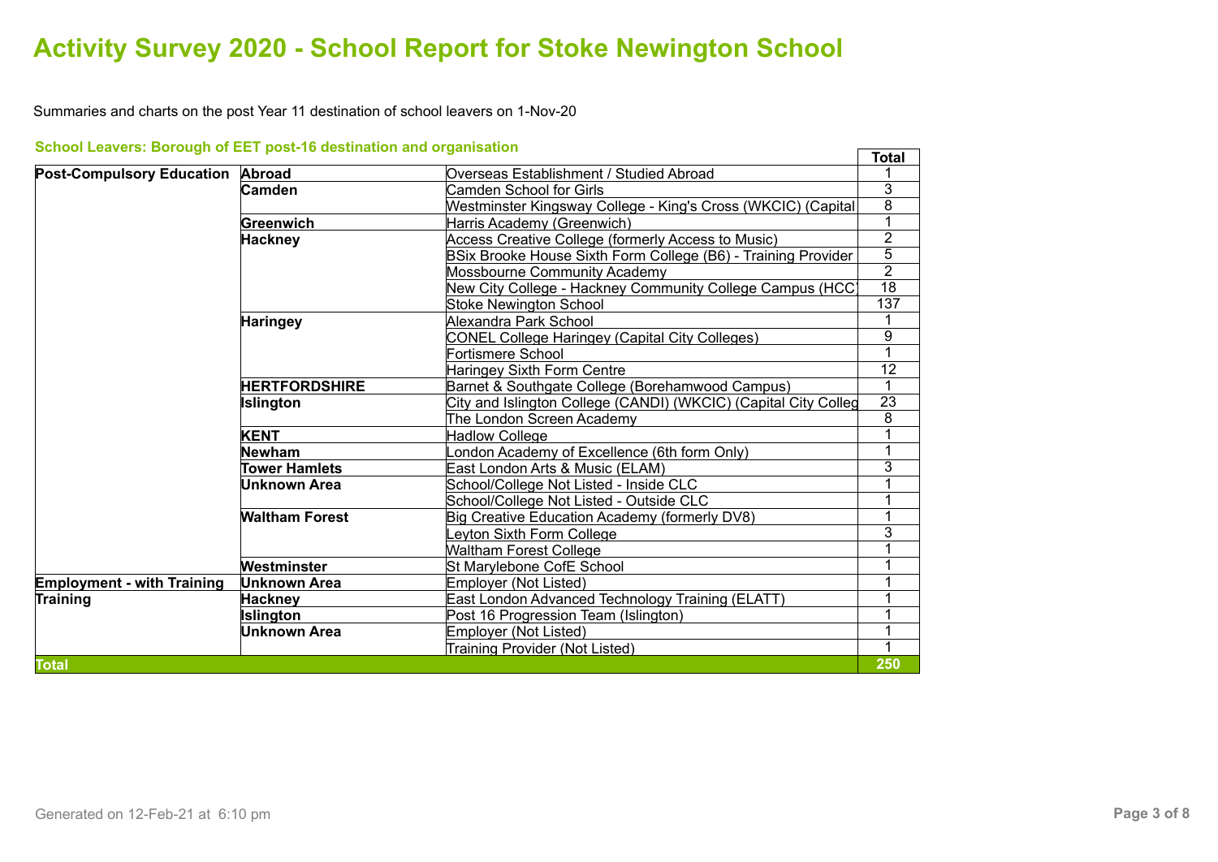# Activity Survey 2020 - School Report for Stoke Newington School

Summaries and charts on the post Year 11 destination of school leavers on 1-Nov-20

### School Leavers: Borough of EET post-16 destination and organisation

| | | | Total |
|---|---|---|---|
| **Post-Compulsory Education** | **Abroad** | Overseas Establishment / Studied Abroad | 1 |
| | **Camden** | Camden School for Girls | 3 |
| | | Westminster Kingsway College - King's Cross (WKCIC) (Capital | 8 |
| | **Greenwich** | Harris Academy (Greenwich) | 1 |
| | **Hackney** | Access Creative College (formerly Access to Music) | 2 |
| | | BSix Brooke House Sixth Form College (B6) - Training Provider | 5 |
| | | Mossbourne Community Academy | 2 |
| | | New City College - Hackney Community College Campus (HCC) | 18 |
| | | Stoke Newington School | 137 |
| | **Haringey** | Alexandra Park School | 1 |
| | | CONEL College Haringey (Capital City Colleges) | 9 |
| | | Fortismere School | 1 |
| | | Haringey Sixth Form Centre | 12 |
| | **HERTFORDSHIRE** | Barnet & Southgate College (Borehamwood Campus) | 1 |
| | **Islington** | City and Islington College (CANDI) (WKCIC) (Capital City Colleg | 23 |
| | | The London Screen Academy | 8 |
| | **KENT** | Hadlow College | 1 |
| | **Newham** | London Academy of Excellence (6th form Only) | 1 |
| | **Tower Hamlets** | East London Arts & Music (ELAM) | 3 |
| | **Unknown Area** | School/College Not Listed - Inside CLC | 1 |
| | | School/College Not Listed - Outside CLC | 1 |
| | **Waltham Forest** | Big Creative Education Academy (formerly DV8) | 1 |
| | | Leyton Sixth Form College | 3 |
| | | Waltham Forest College | 1 |
| | **Westminster** | St Marylebone CofE School | 1 |
| **Employment - with Training** | **Unknown Area** | Employer (Not Listed) | 1 |
| **Training** | **Hackney** | East London Advanced Technology Training (ELATT) | 1 |
| | **Islington** | Post 16 Progression Team (Islington) | 1 |
| | **Unknown Area** | Employer (Not Listed) | 1 |
| | | Training Provider (Not Listed) | 1 |
| **Total** | | | **250** |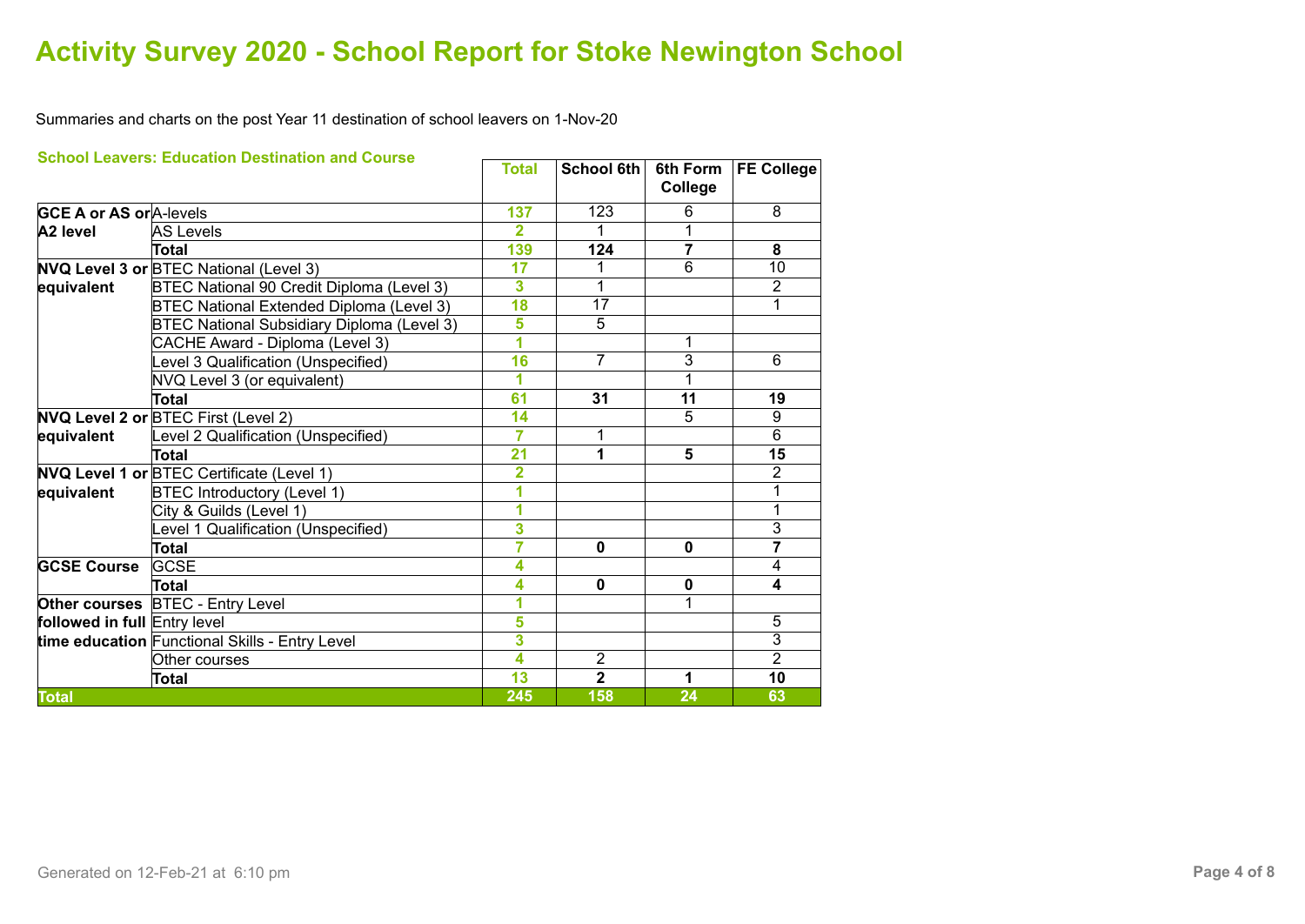# Activity Survey 2020 - School Report for Stoke Newington School

Summaries and charts on the post Year 11 destination of school leavers on 1-Nov-20

### School Leavers: Education Destination and Course

| | | Total | School 6th | 6th Form College | FE College |
|---|---|---|---|---|---|
| GCE A or AS or A2 level | A-levels | 137 | 123 | 6 | 8 |
| | AS Levels | 2 | 1 | 1 | |
| | **Total** | 139 | **124** | **7** | **8** |
| NVQ Level 3 or equivalent | BTEC National (Level 3) | 17 | 1 | 6 | 10 |
| | BTEC National 90 Credit Diploma (Level 3) | 3 | 1 | | 2 |
| | BTEC National Extended Diploma (Level 3) | 18 | 17 | | 1 |
| | BTEC National Subsidiary Diploma (Level 3) | 5 | 5 | | |
| | CACHE Award - Diploma (Level 3) | 1 | | 1 | |
| | Level 3 Qualification (Unspecified) | 16 | 7 | 3 | 6 |
| | NVQ Level 3 (or equivalent) | 1 | | 1 | |
| | **Total** | 61 | **31** | **11** | **19** |
| NVQ Level 2 or equivalent | BTEC First (Level 2) | 14 | | 5 | 9 |
| | Level 2 Qualification (Unspecified) | 7 | 1 | | 6 |
| | **Total** | 21 | **1** | **5** | **15** |
| NVQ Level 1 or equivalent | BTEC Certificate (Level 1) | 2 | | | 2 |
| | BTEC Introductory (Level 1) | 1 | | | 1 |
| | City & Guilds (Level 1) | 1 | | | 1 |
| | Level 1 Qualification (Unspecified) | 3 | | | 3 |
| | **Total** | 7 | **0** | **0** | **7** |
| GCSE Course | GCSE | 4 | | | 4 |
| | **Total** | 4 | **0** | **0** | **4** |
| Other courses followed in full time education | BTEC - Entry Level | 1 | | 1 | |
| | Entry level | 5 | | | 5 |
| | Functional Skills - Entry Level | 3 | | | 3 |
| | Other courses | 4 | 2 | | 2 |
| | **Total** | 13 | **2** | **1** | **10** |
| **Total** | | **245** | **158** | **24** | **63** |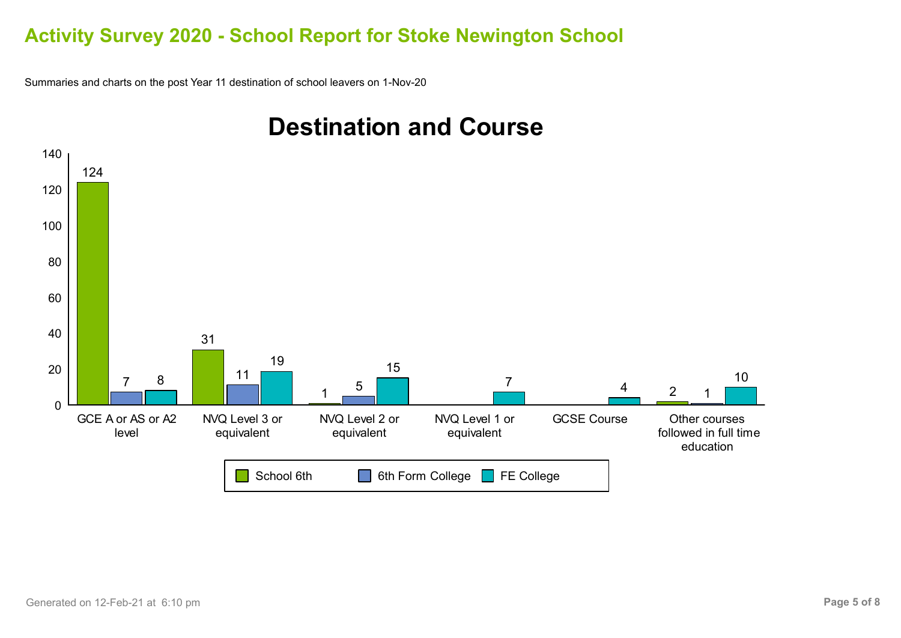# Activity Survey 2020 - School Report for Stoke Newington School

Summaries and charts on the post Year 11 destination of school leavers on 1-Nov-20

## Destination and Course

| Course | School 6th | 6th Form College | FE College |
|---|---|---|---|
| GCE A or AS or A2 level | 124 | 7 | 8 |
| NVQ Level 3 or equivalent | 31 | 11 | 19 |
| NVQ Level 2 or equivalent | 1 | 5 | 15 |
| NVQ Level 1 or equivalent | | | 7 |
| GCSE Course | | | 4 |
| Other courses followed in full time education | 2 | 1 | 10 |

Generated on 12-Feb-21 at 6:10 pm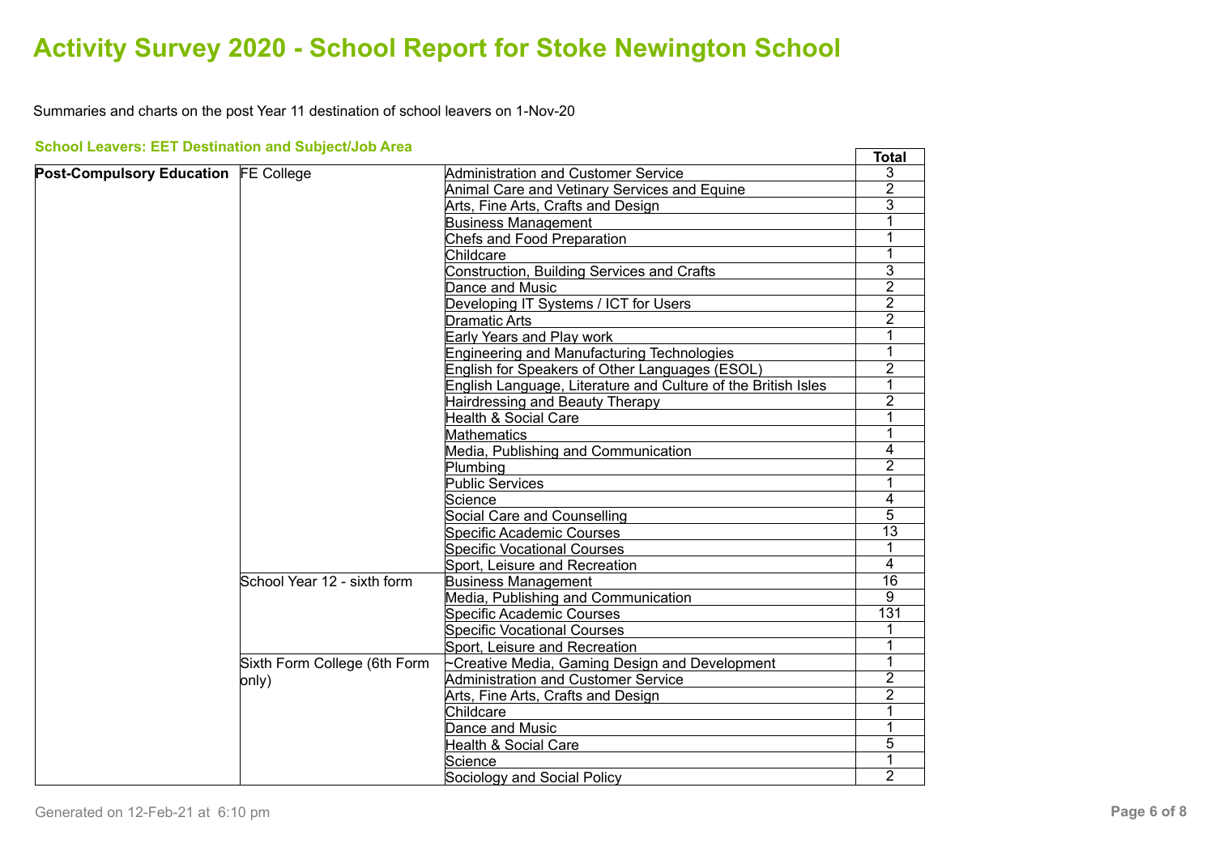# Activity Survey 2020 - School Report for Stoke Newington School

Summaries and charts on the post Year 11 destination of school leavers on 1-Nov-20

### School Leavers: EET Destination and Subject/Job Area

| | | | Total |
|---|---|---|---|
| **Post-Compulsory Education** | FE College | Administration and Customer Service | 3 |
| | | Animal Care and Vetinary Services and Equine | 2 |
| | | Arts, Fine Arts, Crafts and Design | 3 |
| | | Business Management | 1 |
| | | Chefs and Food Preparation | 1 |
| | | Childcare | 1 |
| | | Construction, Building Services and Crafts | 3 |
| | | Dance and Music | 2 |
| | | Developing IT Systems / ICT for Users | 2 |
| | | Dramatic Arts | 2 |
| | | Early Years and Play work | 1 |
| | | Engineering and Manufacturing Technologies | 1 |
| | | English for Speakers of Other Languages (ESOL) | 2 |
| | | English Language, Literature and Culture of the British Isles | 1 |
| | | Hairdressing and Beauty Therapy | 2 |
| | | Health & Social Care | 1 |
| | | Mathematics | 1 |
| | | Media, Publishing and Communication | 4 |
| | | Plumbing | 2 |
| | | Public Services | 1 |
| | | Science | 4 |
| | | Social Care and Counselling | 5 |
| | | Specific Academic Courses | 13 |
| | | Specific Vocational Courses | 1 |
| | | Sport, Leisure and Recreation | 4 |
| | School Year 12 - sixth form | Business Management | 16 |
| | | Media, Publishing and Communication | 9 |
| | | Specific Academic Courses | 131 |
| | | Specific Vocational Courses | 1 |
| | | Sport, Leisure and Recreation | 1 |
| | Sixth Form College (6th Form only) | ~Creative Media, Gaming Design and Development | 1 |
| | | Administration and Customer Service | 2 |
| | | Arts, Fine Arts, Crafts and Design | 2 |
| | | Childcare | 1 |
| | | Dance and Music | 1 |
| | | Health & Social Care | 5 |
| | | Science | 1 |
| | | Sociology and Social Policy | 2 |

Generated on 12-Feb-21 at 6:10 pm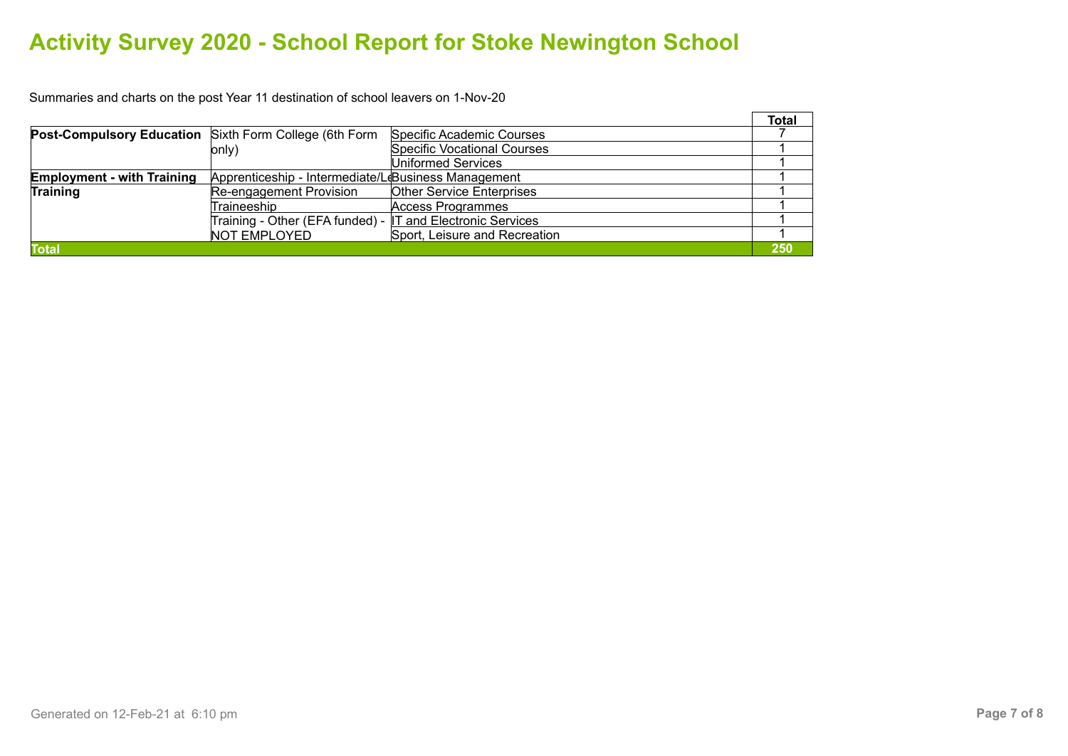# Activity Survey 2020 - School Report for Stoke Newington School

Summaries and charts on the post Year 11 destination of school leavers on 1-Nov-20

| | | | Total |
|---|---|---|---|
| **Post-Compulsory Education** | Sixth Form College (6th Form only) | Specific Academic Courses | 7 |
| | | Specific Vocational Courses | 1 |
| | | Uniformed Services | 1 |
| **Employment - with Training** | Apprenticeship - Intermediate/Le | Business Management | 1 |
| **Training** | Re-engagement Provision | Other Service Enterprises | 1 |
| | Traineeship | Access Programmes | 1 |
| | Training - Other (EFA funded) - NOT EMPLOYED | IT and Electronic Services | 1 |
| | | Sport, Leisure and Recreation | 1 |
| **Total** | | | **250** |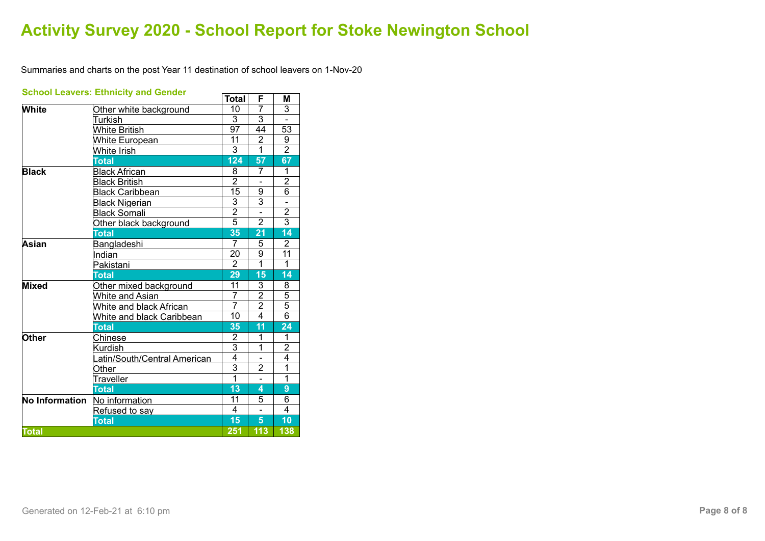# Activity Survey 2020 - School Report for Stoke Newington School

Summaries and charts on the post Year 11 destination of school leavers on 1-Nov-20

### School Leavers: Ethnicity and Gender

| | | Total | F | M |
|---|---|---|---|---|
| **White** | Other white background | 10 | 7 | 3 |
| | Turkish | 3 | 3 | - |
| | White British | 97 | 44 | 53 |
| | White European | 11 | 2 | 9 |
| | White Irish | 3 | 1 | 2 |
| | **Total** | **124** | **57** | **67** |
| **Black** | Black African | 8 | 7 | 1 |
| | Black British | 2 | - | 2 |
| | Black Caribbean | 15 | 9 | 6 |
| | Black Nigerian | 3 | 3 | - |
| | Black Somali | 2 | - | 2 |
| | Other black background | 5 | 2 | 3 |
| | **Total** | **35** | **21** | **14** |
| **Asian** | Bangladeshi | 7 | 5 | 2 |
| | Indian | 20 | 9 | 11 |
| | Pakistani | 2 | 1 | 1 |
| | **Total** | **29** | **15** | **14** |
| **Mixed** | Other mixed background | 11 | 3 | 8 |
| | White and Asian | 7 | 2 | 5 |
| | White and black African | 7 | 2 | 5 |
| | White and black Caribbean | 10 | 4 | 6 |
| | **Total** | **35** | **11** | **24** |
| **Other** | Chinese | 2 | 1 | 1 |
| | Kurdish | 3 | 1 | 2 |
| | Latin/South/Central American | 4 | - | 4 |
| | Other | 3 | 2 | 1 |
| | Traveller | 1 | - | 1 |
| | **Total** | **13** | **4** | **9** |
| **No Information** | No information | 11 | 5 | 6 |
| | Refused to say | 4 | - | 4 |
| | **Total** | **15** | **5** | **10** |
| **Total** | | **251** | **113** | **138** |

Generated on 12-Feb-21 at 6:10 pm